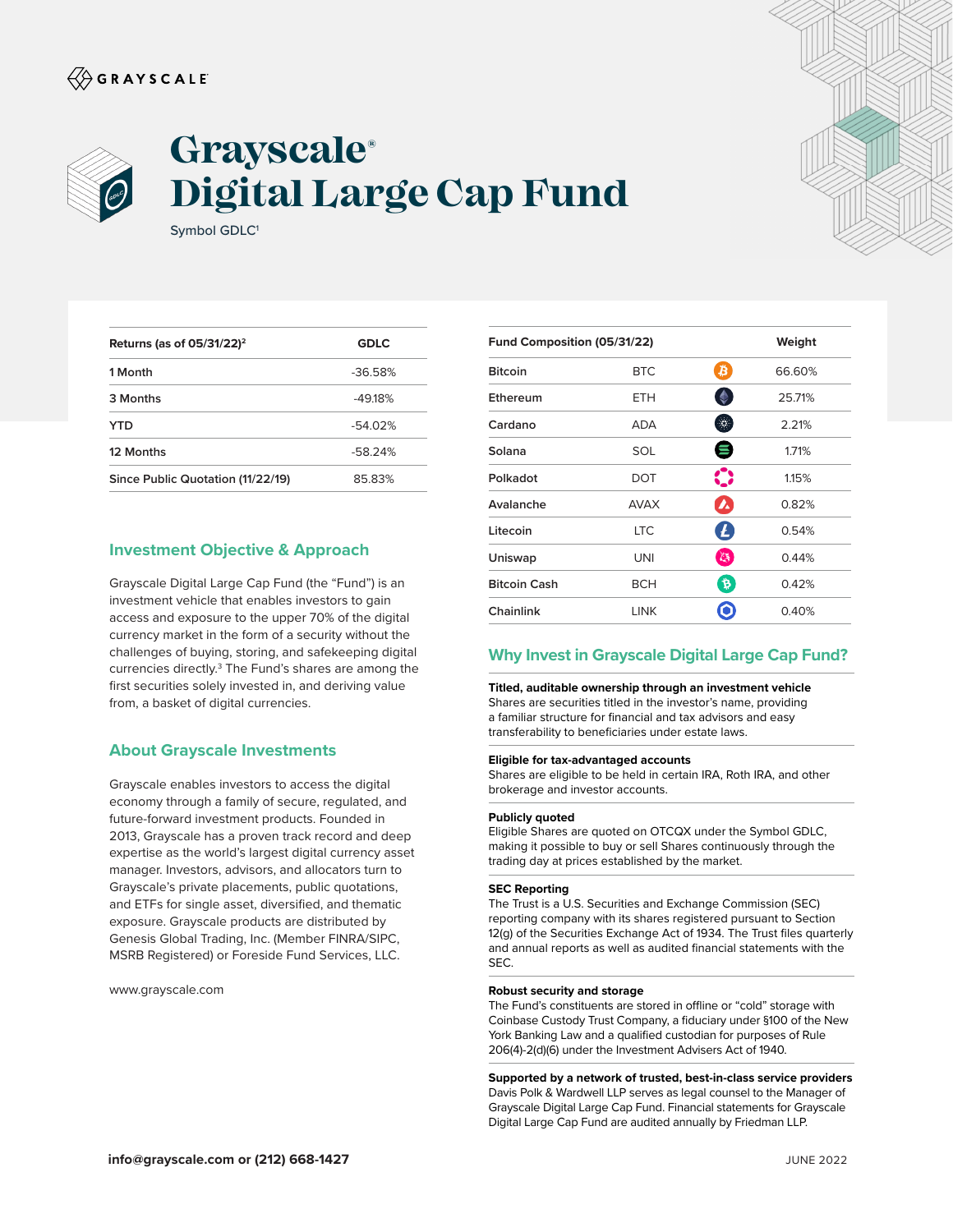GRAYSCALE

# Grayscale® Digital Large Cap Fund

Symbol GDLC[1]

| Returns (as of 05/31/22)[2] | GDLC |
| --- | --- |
| 1 Month | -36.58% |
| 3 Months | -49.18% |
| YTD | -54.02% |
| 12 Months | -58.24% |
| Since Public Quotation (11/22/19) | 85.83% |

## Investment Objective & Approach

Grayscale Digital Large Cap Fund (the "Fund") is an investment vehicle that enables investors to gain access and exposure to the upper 70% of the digital currency market in the form of a security without the challenges of buying, storing, and safekeeping digital currencies directly.[3] The Fund's shares are among the first securities solely invested in, and deriving value from, a basket of digital currencies.

## About Grayscale Investments

Grayscale enables investors to access the digital economy through a family of secure, regulated, and future-forward investment products. Founded in 2013, Grayscale has a proven track record and deep expertise as the world's largest digital currency asset manager. Investors, advisors, and allocators turn to Grayscale's private placements, public quotations, and ETFs for single asset, diversified, and thematic exposure. Grayscale products are distributed by Genesis Global Trading, Inc. (Member FINRA/SIPC, MSRB Registered) or Foreside Fund Services, LLC.

www.grayscale.com

| Fund Composition (05/31/22) | | Weight |
| --- | --- | --- |
| Bitcoin | BTC | 66.60% |
| Ethereum | ETH | 25.71% |
| Cardano | ADA | 2.21% |
| Solana | SOL | 1.71% |
| Polkadot | DOT | 1.15% |
| Avalanche | AVAX | 0.82% |
| Litecoin | LTC | 0.54% |
| Uniswap | UNI | 0.44% |
| Bitcoin Cash | BCH | 0.42% |
| Chainlink | LINK | 0.40% |

## Why Invest in Grayscale Digital Large Cap Fund?

**Titled, auditable ownership through an investment vehicle**
Shares are securities titled in the investor's name, providing a familiar structure for financial and tax advisors and easy transferability to beneficiaries under estate laws.

**Eligible for tax-advantaged accounts**
Shares are eligible to be held in certain IRA, Roth IRA, and other brokerage and investor accounts.

**Publicly quoted**
Eligible Shares are quoted on OTCQX under the Symbol GDLC, making it possible to buy or sell Shares continuously through the trading day at prices established by the market.

**SEC Reporting**
The Trust is a U.S. Securities and Exchange Commission (SEC) reporting company with its shares registered pursuant to Section 12(g) of the Securities Exchange Act of 1934. The Trust files quarterly and annual reports as well as audited financial statements with the SEC.

**Robust security and storage**
The Fund's constituents are stored in offline or "cold" storage with Coinbase Custody Trust Company, a fiduciary under §100 of the New York Banking Law and a qualified custodian for purposes of Rule 206(4)-2(d)(6) under the Investment Advisers Act of 1940.

**Supported by a network of trusted, best-in-class service providers**
Davis Polk & Wardwell LLP serves as legal counsel to the Manager of Grayscale Digital Large Cap Fund. Financial statements for Grayscale Digital Large Cap Fund are audited annually by Friedman LLP.

**info@grayscale.com or (212) 668-1427**

JUNE 2022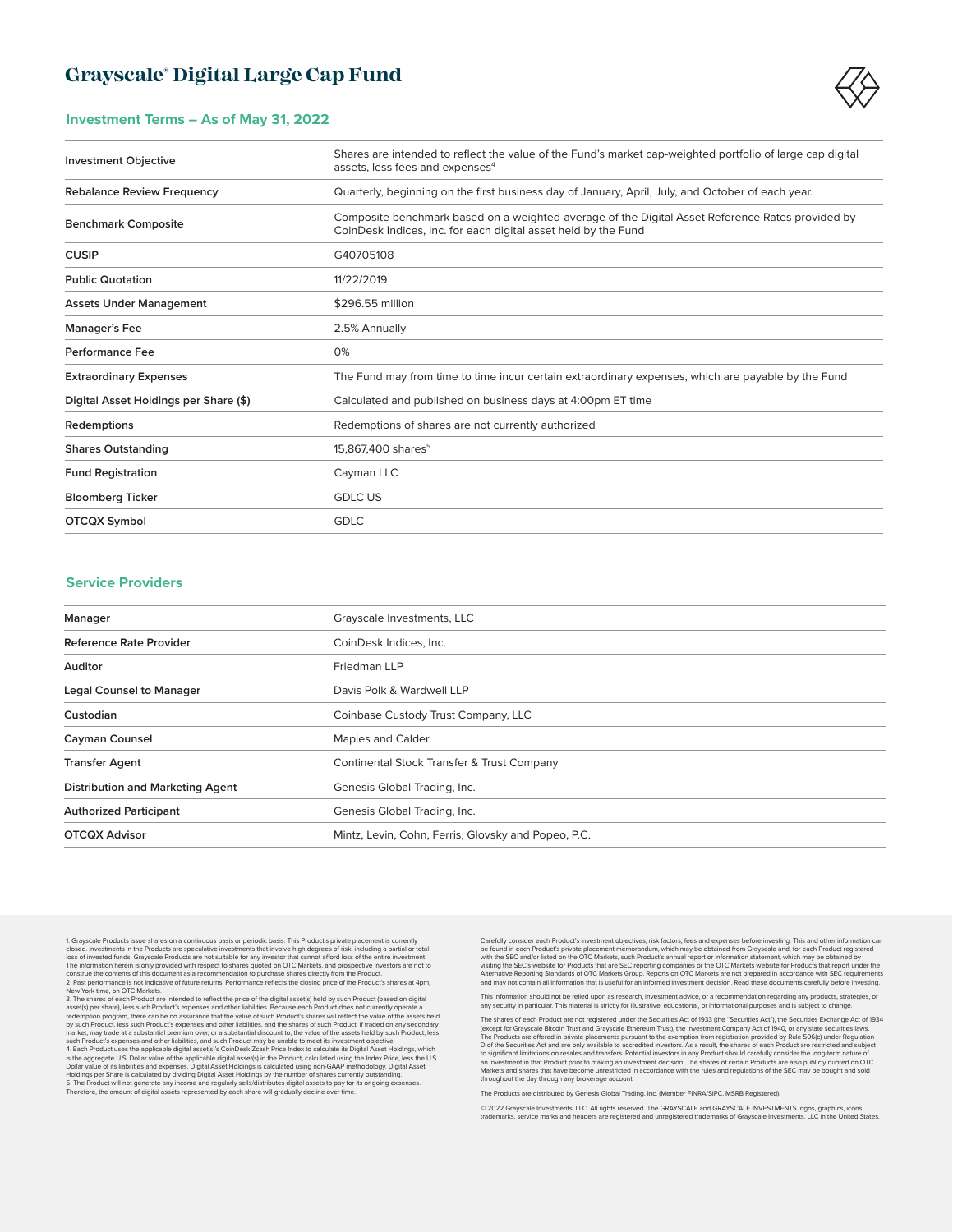# Grayscale® Digital Large Cap Fund

## Investment Terms – As of May 31, 2022

| | |
|---|---|
| Investment Objective | Shares are intended to reflect the value of the Fund's market cap-weighted portfolio of large cap digital assets, less fees and expenses[4] |
| Rebalance Review Frequency | Quarterly, beginning on the first business day of January, April, July, and October of each year. |
| Benchmark Composite | Composite benchmark based on a weighted-average of the Digital Asset Reference Rates provided by CoinDesk Indices, Inc. for each digital asset held by the Fund |
| CUSIP | G40705108 |
| Public Quotation | 11/22/2019 |
| Assets Under Management | $296.55 million |
| Manager's Fee | 2.5% Annually |
| Performance Fee | 0% |
| Extraordinary Expenses | The Fund may from time to time incur certain extraordinary expenses, which are payable by the Fund |
| Digital Asset Holdings per Share ($) | Calculated and published on business days at 4:00pm ET time |
| Redemptions | Redemptions of shares are not currently authorized |
| Shares Outstanding | 15,867,400 shares[5] |
| Fund Registration | Cayman LLC |
| Bloomberg Ticker | GDLC US |
| OTCQX Symbol | GDLC |

## Service Providers

| | |
|---|---|
| Manager | Grayscale Investments, LLC |
| Reference Rate Provider | CoinDesk Indices, Inc. |
| Auditor | Friedman LLP |
| Legal Counsel to Manager | Davis Polk & Wardwell LLP |
| Custodian | Coinbase Custody Trust Company, LLC |
| Cayman Counsel | Maples and Calder |
| Transfer Agent | Continental Stock Transfer & Trust Company |
| Distribution and Marketing Agent | Genesis Global Trading, Inc. |
| Authorized Participant | Genesis Global Trading, Inc. |
| OTCQX Advisor | Mintz, Levin, Cohn, Ferris, Glovsky and Popeo, P.C. |

1. Grayscale Products issue shares on a continuous basis or periodic basis. This Product's private placement is currently closed. Investments in the Products are speculative investments that involve high degrees of risk, including a partial or total loss of invested funds. Grayscale Products are not suitable for any investor that cannot afford loss of the entire investment. The information herein is only provided with respect to shares quoted on OTC Markets, and prospective investors are not to construe the contents of this document as a recommendation to purchase shares directly from the Product.
2. Past performance is not indicative of future returns. Performance reflects the closing price of the Product's shares at 4pm, New York time, on OTC Markets.
3. The shares of each Product are intended to reflect the price of the digital asset(s) held by such Product (based on digital asset(s) per share), less such Product's expenses and other liabilities. Because each Product does not currently operate a redemption program, there can be no assurance that the value of such Product's shares will reflect the value of the assets held by such Product, less such Product's expenses and other liabilities, and the shares of such Product, if traded on any secondary market, may trade at a substantial premium over, or a substantial discount to, the value of the assets held by such Product, less such Product's expenses and other liabilities, and such Product may be unable to meet its investment objective.
4. Each Product uses the applicable digital asset(s)'s CoinDesk Zcash Price Index to calculate its Digital Asset Holdings, which is the aggregate U.S. Dollar value of the applicable digital asset(s) in the Product, calculated using the Index Price, less the U.S. Dollar value of its liabilities and expenses. Digital Asset Holdings is calculated using non-GAAP methodology. Digital Asset Holdings per Share is calculated by dividing Digital Asset Holdings by the number of shares currently outstanding.
5. The Product will not generate any income and regularly sells/distributes digital assets to pay for its ongoing expenses. Therefore, the amount of digital assets represented by each share will gradually decline over time.

Carefully consider each Product's investment objectives, risk factors, fees and expenses before investing. This and other information can be found in each Product's private placement memorandum, which may be obtained from Grayscale and, for each Product registered with the SEC and/or listed on the OTC Markets, such Product's annual report or information statement, which may be obtained by visiting the SEC's website for Products that are SEC reporting companies or the OTC Markets website for Products that report under the Alternative Reporting Standards of OTC Markets Group. Reports on OTC Markets are not prepared in accordance with SEC requirements and may not contain all information that is useful for an informed investment decision. Read these documents carefully before investing.

This information should not be relied upon as research, investment advice, or a recommendation regarding any products, strategies, or any security in particular. This material is strictly for illustrative, educational, or informational purposes and is subject to change.

The shares of each Product are not registered under the Securities Act of 1933 (the "Securities Act"), the Securities Exchange Act of 1934 (except for Grayscale Bitcoin Trust and Grayscale Ethereum Trust), the Investment Company Act of 1940, or any state securities laws. The Products are offered in private placements pursuant to the exemption from registration provided by Rule 506(c) under Regulation D of the Securities Act and are only available to accredited investors. As a result, the shares of each Product are restricted and subject to significant limitations on resales and transfers. Potential investors in any Product should carefully consider the long-term nature of an investment in that Product prior to making an investment decision. The shares of certain Products are also publicly quoted on OTC Markets and shares that have become unrestricted in accordance with the rules and regulations of the SEC may be bought and sold throughout the day through any brokerage account.

The Products are distributed by Genesis Global Trading, Inc. (Member FINRA/SIPC, MSRB Registered).

© 2022 Grayscale Investments, LLC. All rights reserved. The GRAYSCALE and GRAYSCALE INVESTMENTS logos, graphics, icons, trademarks, service marks and headers are registered and unregistered trademarks of Grayscale Investments, LLC in the United States.